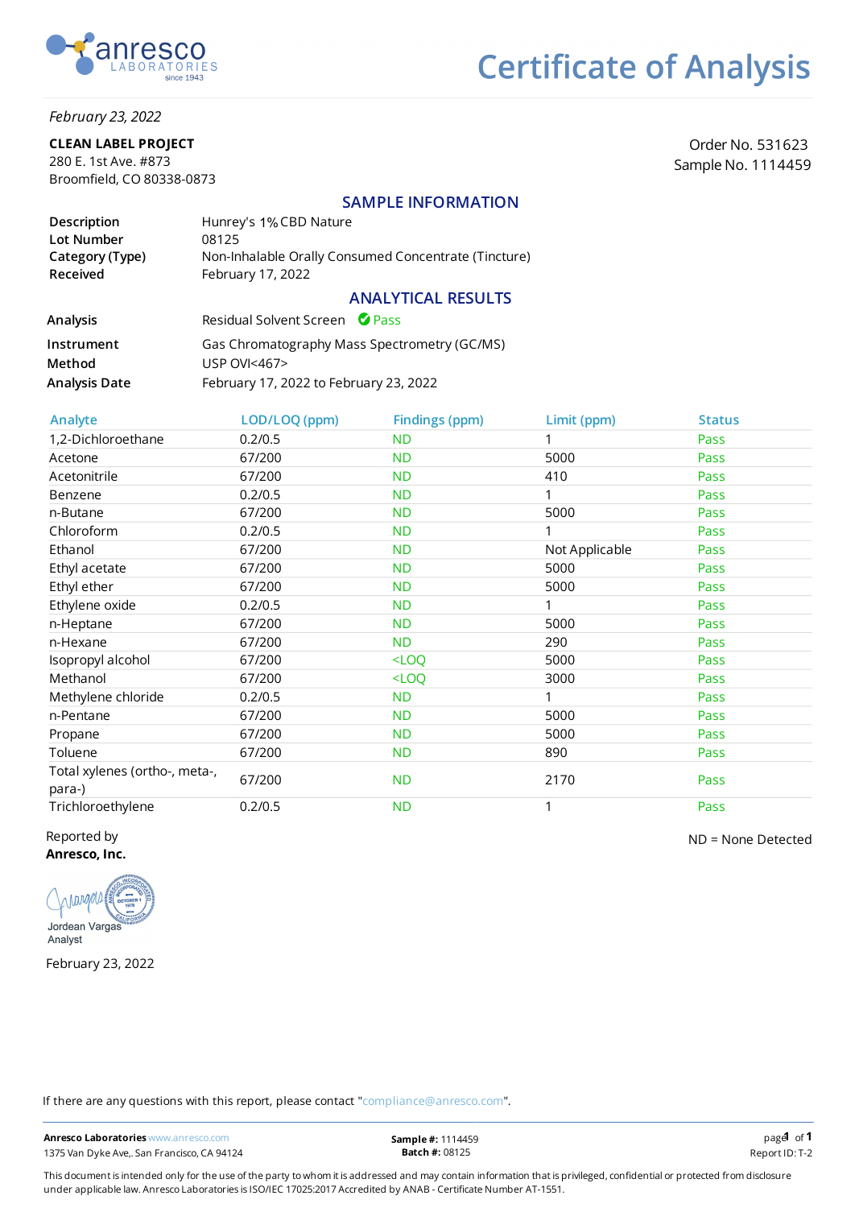# Certificate of Analysis

*February 23, 2022*

**CLEAN LABEL PROJECT**
280 E. 1st Ave. #873
Broomfield, CO 80338-0873

Order No. 531623
Sample No. 1114459

## SAMPLE INFORMATION

| | |
|---|---|
| **Description** | Hunrey's 1% CBD Nature |
| **Lot Number** | 08125 |
| **Category (Type)** | Non-Inhalable Orally Consumed Concentrate (Tincture) |
| **Received** | February 17, 2022 |

## ANALYTICAL RESULTS

| | |
|---|---|
| **Analysis** | Residual Solvent Screen ✔ Pass |
| **Instrument** | Gas Chromatography Mass Spectrometry (GC/MS) |
| **Method** | USP OVI<467> |
| **Analysis Date** | February 17, 2022 to February 23, 2022 |

| Analyte | LOD/LOQ (ppm) | Findings (ppm) | Limit (ppm) | Status |
|---|---|---|---|---|
| 1,2-Dichloroethane | 0.2/0.5 | ND | 1 | Pass |
| Acetone | 67/200 | ND | 5000 | Pass |
| Acetonitrile | 67/200 | ND | 410 | Pass |
| Benzene | 0.2/0.5 | ND | 1 | Pass |
| n-Butane | 67/200 | ND | 5000 | Pass |
| Chloroform | 0.2/0.5 | ND | 1 | Pass |
| Ethanol | 67/200 | ND | Not Applicable | Pass |
| Ethyl acetate | 67/200 | ND | 5000 | Pass |
| Ethyl ether | 67/200 | ND | 5000 | Pass |
| Ethylene oxide | 0.2/0.5 | ND | 1 | Pass |
| n-Heptane | 67/200 | ND | 5000 | Pass |
| n-Hexane | 67/200 | ND | 290 | Pass |
| Isopropyl alcohol | 67/200 | <LOQ | 5000 | Pass |
| Methanol | 67/200 | <LOQ | 3000 | Pass |
| Methylene chloride | 0.2/0.5 | ND | 1 | Pass |
| n-Pentane | 67/200 | ND | 5000 | Pass |
| Propane | 67/200 | ND | 5000 | Pass |
| Toluene | 67/200 | ND | 890 | Pass |
| Total xylenes (ortho-, meta-, para-) | 67/200 | ND | 2170 | Pass |
| Trichloroethylene | 0.2/0.5 | ND | 1 | Pass |

ND = None Detected

Reported by
**Anresco, Inc.**

Jordean Vargas
Analyst

February 23, 2022

If there are any questions with this report, please contact "compliance@anresco.com".

**Anresco Laboratories** www.anresco.com
1375 Van Dyke Ave,. San Francisco, CA 94124

**Sample #:** 1114459
**Batch #:** 08125

Report ID: T-2

This document is intended only for the use of the party to whom it is addressed and may contain information that is privileged, confidential or protected from disclosure under applicable law. Anresco Laboratories is ISO/IEC 17025:2017 Accredited by ANAB - Certificate Number AT-1551.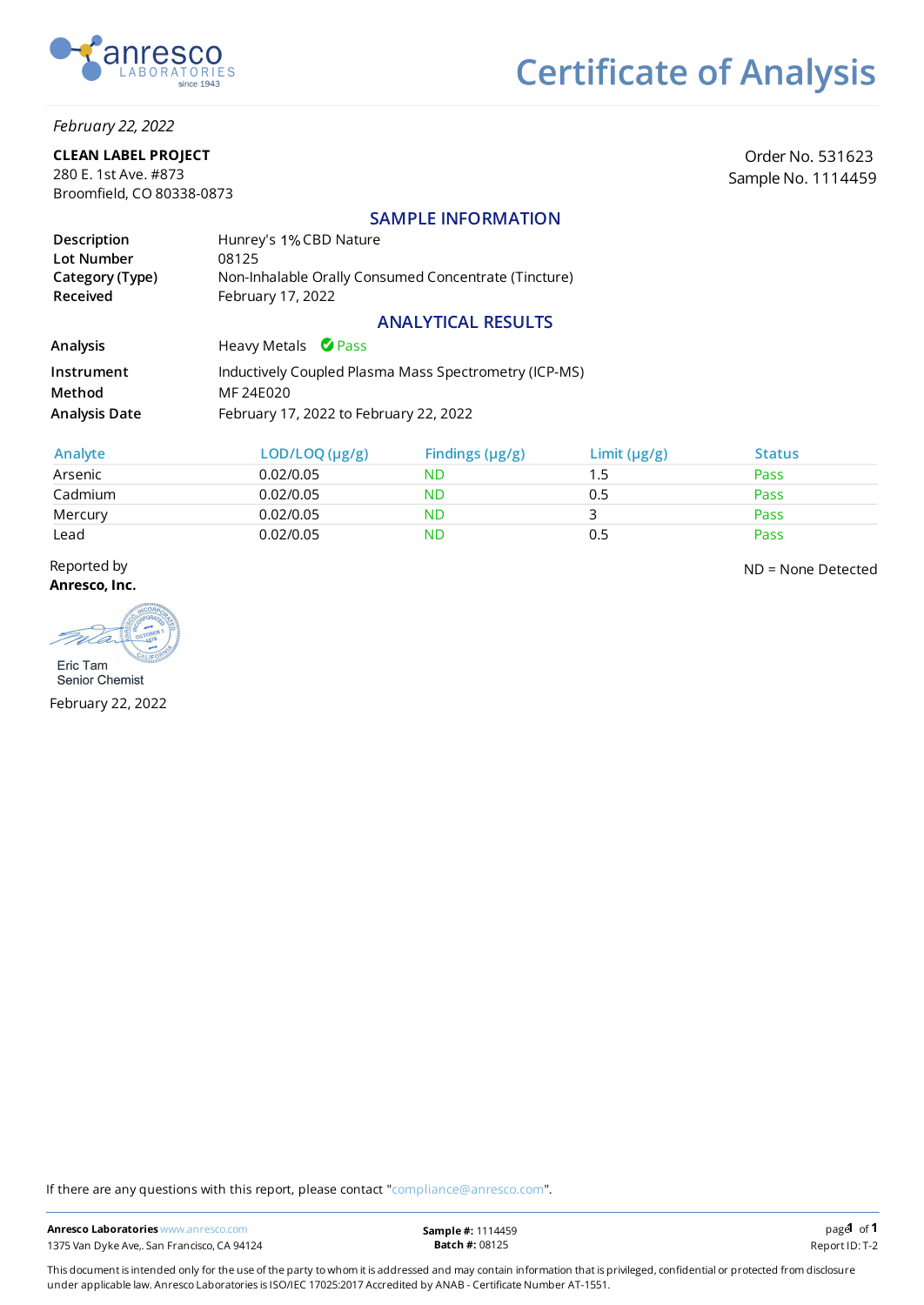anresco LABORATORIES since 1943

# Certificate of Analysis

*February 22, 2022*

**CLEAN LABEL PROJECT**
280 E. 1st Ave. #873
Broomfield, CO 80338-0873

Order No. 531623
Sample No. 1114459

## SAMPLE INFORMATION

| | |
|---|---|
| **Description** | Hunrey's 1% CBD Nature |
| **Lot Number** | 08125 |
| **Category (Type)** | Non-Inhalable Orally Consumed Concentrate (Tincture) |
| **Received** | February 17, 2022 |

## ANALYTICAL RESULTS

| | |
|---|---|
| **Analysis** | Heavy Metals ✔ Pass |
| **Instrument** | Inductively Coupled Plasma Mass Spectrometry (ICP-MS) |
| **Method** | MF 24E020 |
| **Analysis Date** | February 17, 2022 to February 22, 2022 |

| Analyte | LOD/LOQ (µg/g) | Findings (µg/g) | Limit (µg/g) | Status |
|---|---|---|---|---|
| Arsenic | 0.02/0.05 | ND | 1.5 | Pass |
| Cadmium | 0.02/0.05 | ND | 0.5 | Pass |
| Mercury | 0.02/0.05 | ND | 3 | Pass |
| Lead | 0.02/0.05 | ND | 0.5 | Pass |

ND = None Detected

Reported by
**Anresco, Inc.**

Eric Tam
Senior Chemist

February 22, 2022

If there are any questions with this report, please contact "compliance@anresco.com".

**Anresco Laboratories** www.anresco.com
1375 Van Dyke Ave,. San Francisco, CA 94124

**Sample #:** 1114459
**Batch #:** 08125

Report ID: T-2

This document is intended only for the use of the party to whom it is addressed and may contain information that is privileged, confidential or protected from disclosure under applicable law. Anresco Laboratories is ISO/IEC 17025:2017 Accredited by ANAB - Certificate Number AT-1551.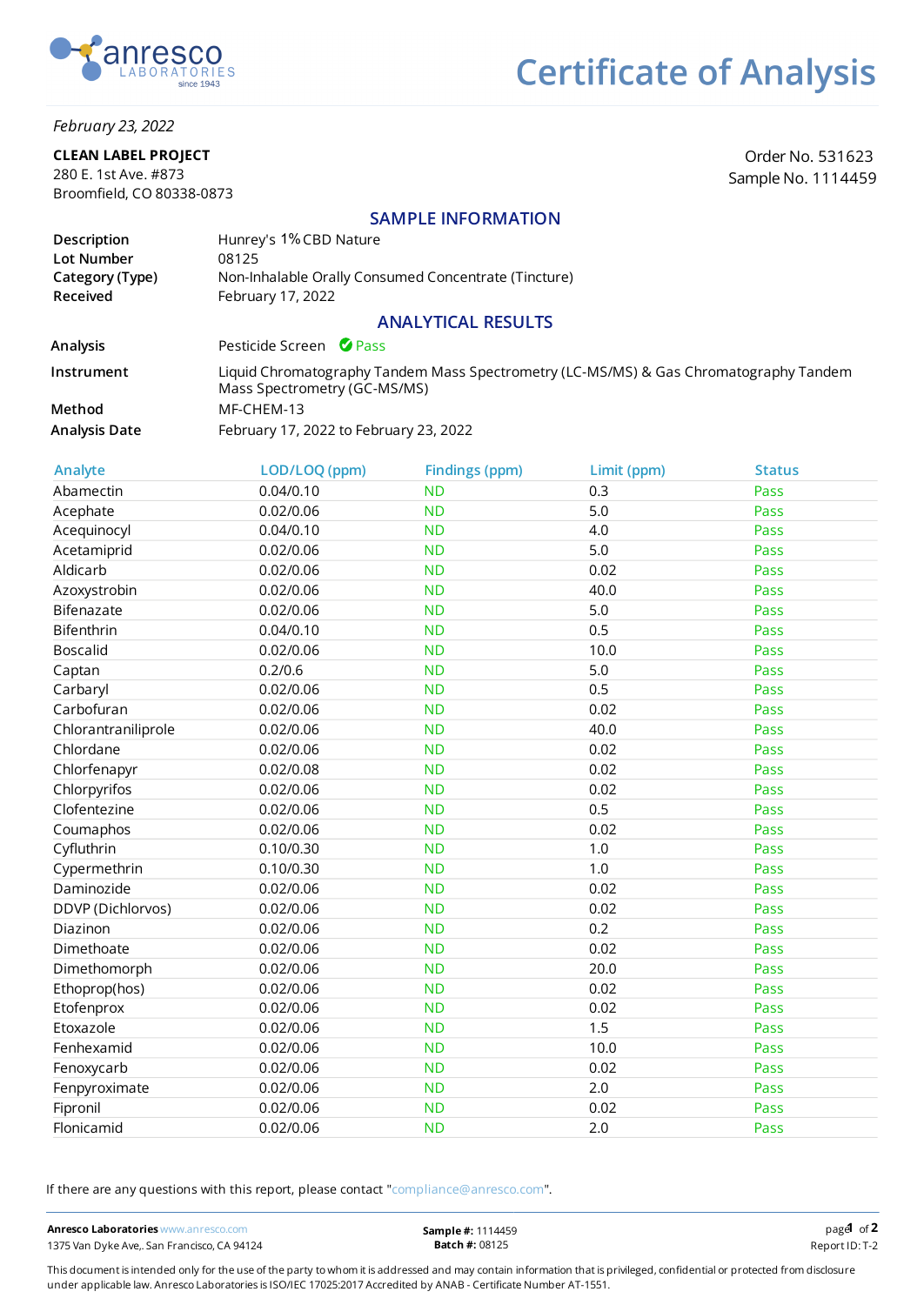# Certificate of Analysis

*February 23, 2022*

**CLEAN LABEL PROJECT**
280 E. 1st Ave. #873
Broomfield, CO 80338-0873

Order No. 531623
Sample No. 1114459

## SAMPLE INFORMATION

| | |
|---|---|
| **Description** | Hunrey's 1% CBD Nature |
| **Lot Number** | 08125 |
| **Category (Type)** | Non-Inhalable Orally Consumed Concentrate (Tincture) |
| **Received** | February 17, 2022 |

## ANALYTICAL RESULTS

| | |
|---|---|
| **Analysis** | Pesticide Screen ✔ Pass |
| **Instrument** | Liquid Chromatography Tandem Mass Spectrometry (LC-MS/MS) & Gas Chromatography Tandem Mass Spectrometry (GC-MS/MS) |
| **Method** | MF-CHEM-13 |
| **Analysis Date** | February 17, 2022 to February 23, 2022 |

| Analyte | LOD/LOQ (ppm) | Findings (ppm) | Limit (ppm) | Status |
|---|---|---|---|---|
| Abamectin | 0.04/0.10 | ND | 0.3 | Pass |
| Acephate | 0.02/0.06 | ND | 5.0 | Pass |
| Acequinocyl | 0.04/0.10 | ND | 4.0 | Pass |
| Acetamiprid | 0.02/0.06 | ND | 5.0 | Pass |
| Aldicarb | 0.02/0.06 | ND | 0.02 | Pass |
| Azoxystrobin | 0.02/0.06 | ND | 40.0 | Pass |
| Bifenazate | 0.02/0.06 | ND | 5.0 | Pass |
| Bifenthrin | 0.04/0.10 | ND | 0.5 | Pass |
| Boscalid | 0.02/0.06 | ND | 10.0 | Pass |
| Captan | 0.2/0.6 | ND | 5.0 | Pass |
| Carbaryl | 0.02/0.06 | ND | 0.5 | Pass |
| Carbofuran | 0.02/0.06 | ND | 0.02 | Pass |
| Chlorantraniliprole | 0.02/0.06 | ND | 40.0 | Pass |
| Chlordane | 0.02/0.06 | ND | 0.02 | Pass |
| Chlorfenapyr | 0.02/0.08 | ND | 0.02 | Pass |
| Chlorpyrifos | 0.02/0.06 | ND | 0.02 | Pass |
| Clofentezine | 0.02/0.06 | ND | 0.5 | Pass |
| Coumaphos | 0.02/0.06 | ND | 0.02 | Pass |
| Cyfluthrin | 0.10/0.30 | ND | 1.0 | Pass |
| Cypermethrin | 0.10/0.30 | ND | 1.0 | Pass |
| Daminozide | 0.02/0.06 | ND | 0.02 | Pass |
| DDVP (Dichlorvos) | 0.02/0.06 | ND | 0.02 | Pass |
| Diazinon | 0.02/0.06 | ND | 0.2 | Pass |
| Dimethoate | 0.02/0.06 | ND | 0.02 | Pass |
| Dimethomorph | 0.02/0.06 | ND | 20.0 | Pass |
| Ethoprop(hos) | 0.02/0.06 | ND | 0.02 | Pass |
| Etofenprox | 0.02/0.06 | ND | 0.02 | Pass |
| Etoxazole | 0.02/0.06 | ND | 1.5 | Pass |
| Fenhexamid | 0.02/0.06 | ND | 10.0 | Pass |
| Fenoxycarb | 0.02/0.06 | ND | 0.02 | Pass |
| Fenpyroximate | 0.02/0.06 | ND | 2.0 | Pass |
| Fipronil | 0.02/0.06 | ND | 0.02 | Pass |
| Flonicamid | 0.02/0.06 | ND | 2.0 | Pass |

If there are any questions with this report, please contact "compliance@anresco.com".

**Anresco Laboratories** www.anresco.com
1375 Van Dyke Ave,. San Francisco, CA 94124

**Sample #:** 1114459
**Batch #:** 08125

Report ID: T-2

This document is intended only for the use of the party to whom it is addressed and may contain information that is privileged, confidential or protected from disclosure under applicable law. Anresco Laboratories is ISO/IEC 17025:2017 Accredited by ANAB - Certificate Number AT-1551.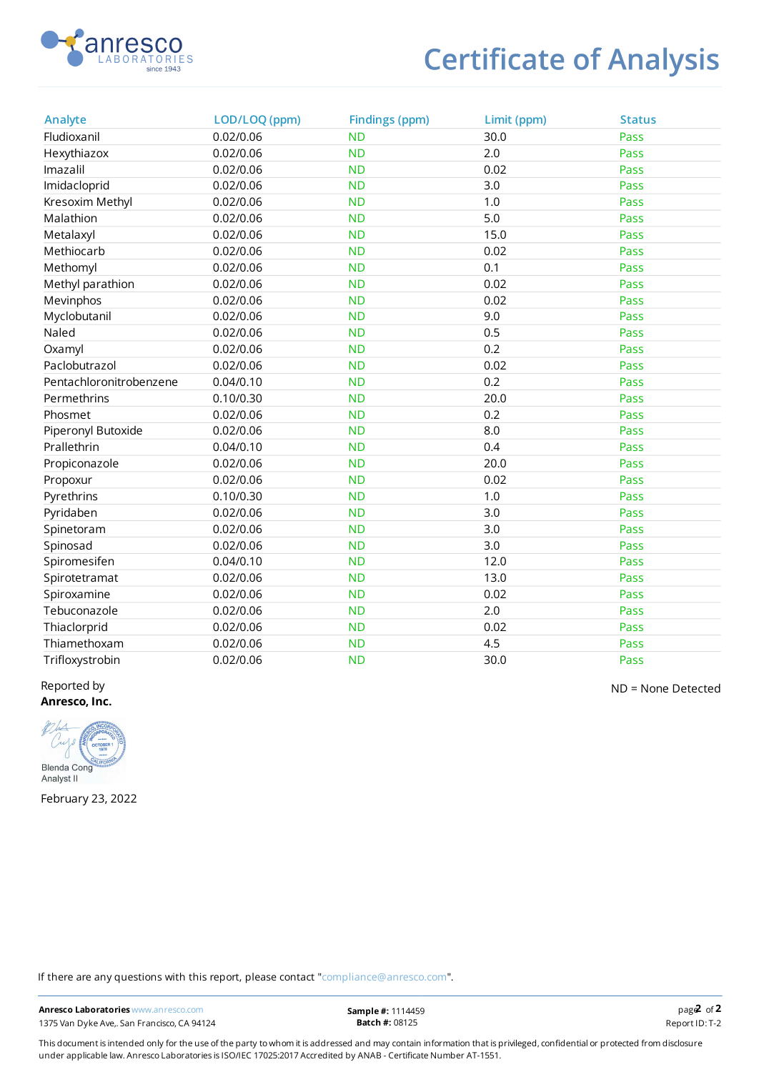# Certificate of Analysis

| Analyte | LOD/LOQ (ppm) | Findings (ppm) | Limit (ppm) | Status |
|---|---|---|---|---|
| Fludioxanil | 0.02/0.06 | ND | 30.0 | Pass |
| Hexythiazox | 0.02/0.06 | ND | 2.0 | Pass |
| Imazalil | 0.02/0.06 | ND | 0.02 | Pass |
| Imidacloprid | 0.02/0.06 | ND | 3.0 | Pass |
| Kresoxim Methyl | 0.02/0.06 | ND | 1.0 | Pass |
| Malathion | 0.02/0.06 | ND | 5.0 | Pass |
| Metalaxyl | 0.02/0.06 | ND | 15.0 | Pass |
| Methiocarb | 0.02/0.06 | ND | 0.02 | Pass |
| Methomyl | 0.02/0.06 | ND | 0.1 | Pass |
| Methyl parathion | 0.02/0.06 | ND | 0.02 | Pass |
| Mevinphos | 0.02/0.06 | ND | 0.02 | Pass |
| Myclobutanil | 0.02/0.06 | ND | 9.0 | Pass |
| Naled | 0.02/0.06 | ND | 0.5 | Pass |
| Oxamyl | 0.02/0.06 | ND | 0.2 | Pass |
| Paclobutrazol | 0.02/0.06 | ND | 0.02 | Pass |
| Pentachloronitrobenzene | 0.04/0.10 | ND | 0.2 | Pass |
| Permethrins | 0.10/0.30 | ND | 20.0 | Pass |
| Phosmet | 0.02/0.06 | ND | 0.2 | Pass |
| Piperonyl Butoxide | 0.02/0.06 | ND | 8.0 | Pass |
| Prallethrin | 0.04/0.10 | ND | 0.4 | Pass |
| Propiconazole | 0.02/0.06 | ND | 20.0 | Pass |
| Propoxur | 0.02/0.06 | ND | 0.02 | Pass |
| Pyrethrins | 0.10/0.30 | ND | 1.0 | Pass |
| Pyridaben | 0.02/0.06 | ND | 3.0 | Pass |
| Spinetoram | 0.02/0.06 | ND | 3.0 | Pass |
| Spinosad | 0.02/0.06 | ND | 3.0 | Pass |
| Spiromesifen | 0.04/0.10 | ND | 12.0 | Pass |
| Spirotetramat | 0.02/0.06 | ND | 13.0 | Pass |
| Spiroxamine | 0.02/0.06 | ND | 0.02 | Pass |
| Tebuconazole | 0.02/0.06 | ND | 2.0 | Pass |
| Thiaclorprid | 0.02/0.06 | ND | 0.02 | Pass |
| Thiamethoxam | 0.02/0.06 | ND | 4.5 | Pass |
| Trifloxystrobin | 0.02/0.06 | ND | 30.0 | Pass |

ND = None Detected

Reported by
**Anresco, Inc.**

Blenda Cong
Analyst II

February 23, 2022

If there are any questions with this report, please contact "compliance@anresco.com".

**Anresco Laboratories** www.anresco.com
1375 Van Dyke Ave,. San Francisco, CA 94124

**Sample #:** 1114459
**Batch #:** 08125

Report ID: T-2

This document is intended only for the use of the party to whom it is addressed and may contain information that is privileged, confidential or protected from disclosure under applicable law. Anresco Laboratories is ISO/IEC 17025:2017 Accredited by ANAB - Certificate Number AT-1551.